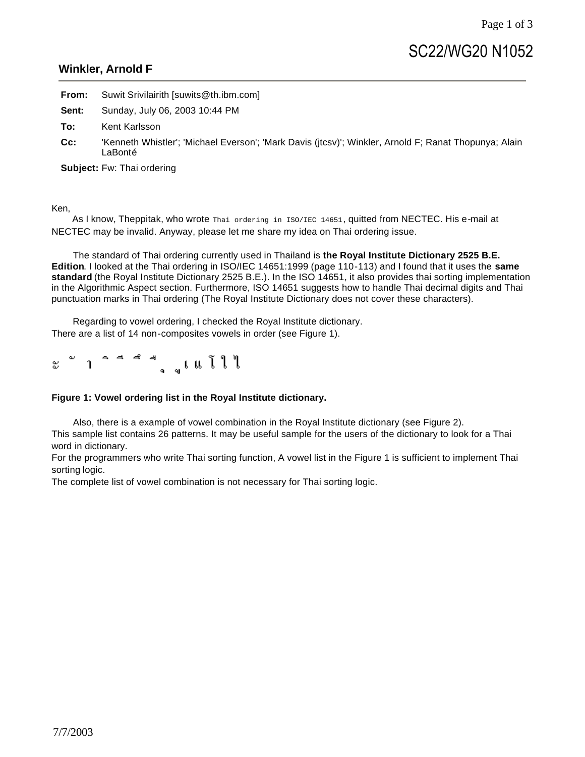SC22/WG20 N1052

**Winkler, Arnold F**

---

**From:** Suwit Srivilairith [suwits@th.ibm.com]

**Sent:** Sunday, July 06, 2003 10:44 PM

**To:** Kent Karlsson

**Cc:** 'Kenneth Whistler'; 'Michael Everson'; 'Mark Davis (jtcsv)'; Winkler, Arnold F; Ranat Thopunya; Alain LaBonté

**Subject:** Fw: Thai ordering

Ken,

As I know, Theppitak, who wrote `Thai ordering in ISO/IEC 14651`, quitted from NECTEC. His e-mail at NECTEC may be invalid. Anyway, please let me share my idea on Thai ordering issue.

The standard of Thai ordering currently used in Thailand is **the Royal Institute Dictionary 2525 B.E. Edition**. I looked at the Thai ordering in ISO/IEC 14651:1999 (page 110-113) and I found that it uses the **same standard** (the Royal Institute Dictionary 2525 B.E.). In the ISO 14651, it also provides thai sorting implementation in the Algorithmic Aspect section. Furthermore, ISO 14651 suggests how to handle Thai decimal digits and Thai punctuation marks in Thai ordering (The Royal Institute Dictionary does not cover these characters).

Regarding to vowel ordering, I checked the Royal Institute dictionary.
There are a list of 14 non-composites vowels in order (see Figure 1).

ะ ั า ิ ี ึ ื ุ ู เ แ โ ใ ไ

**Figure 1: Vowel ordering list in the Royal Institute dictionary.**

Also, there is a example of vowel combination in the Royal Institute dictionary (see Figure 2).
This sample list contains 26 patterns. It may be useful sample for the users of the dictionary to look for a Thai word in dictionary.
For the programmers who write Thai sorting function, A vowel list in the Figure 1 is sufficient to implement Thai sorting logic.
The complete list of vowel combination is not necessary for Thai sorting logic.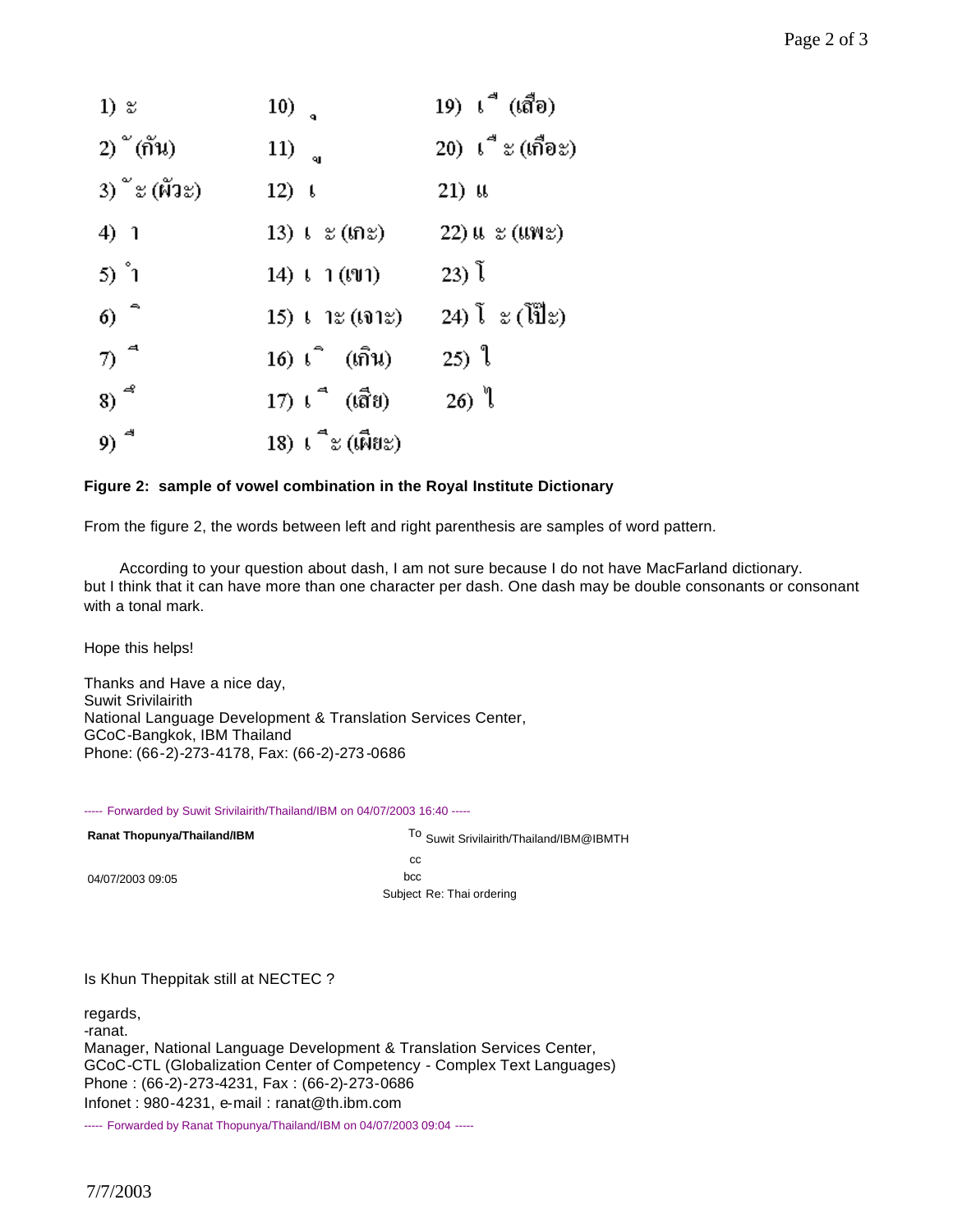| | | |
|---|---|---|
| 1) ะ | 10) ุ | 19) เ ื (เสือ) |
| 2) ั (กัน) | 11) ู | 20) เ ื ะ (เกือะ) |
| 3) ั ะ (ผัวะ) | 12) เ | 21) แ |
| 4) า | 13) เ ะ (เกะ) | 22) แ ะ (แพะ) |
| 5) ำ | 14) เ า (เขา) | 23) โ |
| 6) ิ | 15) เ าะ (เจาะ) | 24) โ ะ (โป๊ะ) |
| 7) ี | 16) เ ิ (เกิน) | 25) ใ |
| 8) ึ | 17) เ ี (เสีย) | 26) ไ |
| 9) ื | 18) เ ี ะ (เผียะ) | |

**Figure 2: sample of vowel combination in the Royal Institute Dictionary**

From the figure 2, the words between left and right parenthesis are samples of word pattern.

According to your question about dash, I am not sure because I do not have MacFarland dictionary. but I think that it can have more than one character per dash. One dash may be double consonants or consonant with a tonal mark.

Hope this helps!

Thanks and Have a nice day,
Suwit Srivilairith
National Language Development & Translation Services Center,
GCoC-Bangkok, IBM Thailand
Phone: (66-2)-273-4178, Fax: (66-2)-273-0686

----- Forwarded by Suwit Srivilairith/Thailand/IBM on 04/07/2003 16:40 -----

**Ranat Thopunya/Thailand/IBM**

04/07/2003 09:05

To Suwit Srivilairith/Thailand/IBM@IBMTH
cc
bcc
Subject Re: Thai ordering

Is Khun Theppitak still at NECTEC ?

regards,
-ranat.
Manager, National Language Development & Translation Services Center,
GCoC-CTL (Globalization Center of Competency - Complex Text Languages)
Phone : (66-2)-273-4231, Fax : (66-2)-273-0686
Infonet : 980-4231, e-mail : ranat@th.ibm.com

----- Forwarded by Ranat Thopunya/Thailand/IBM on 04/07/2003 09:04 -----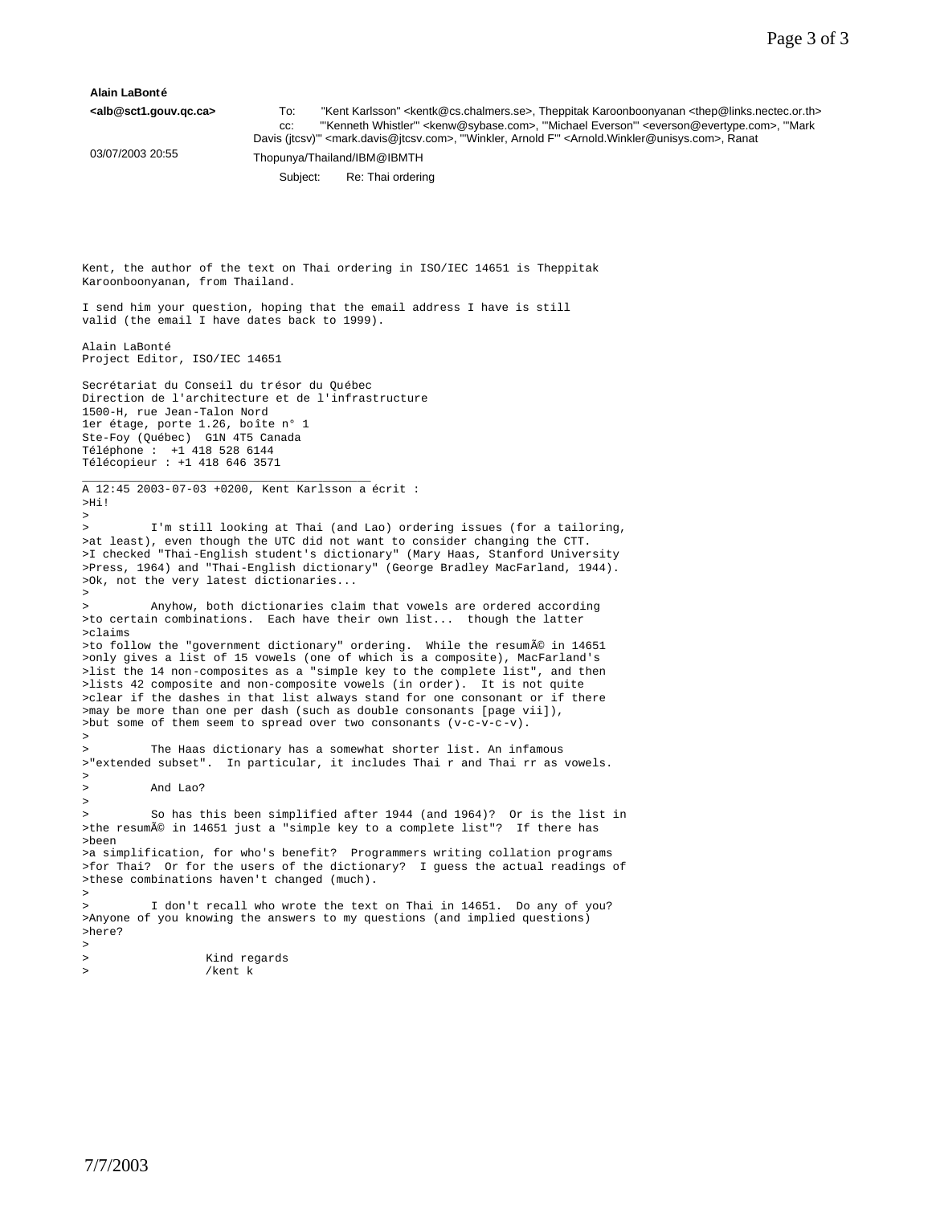**Alain LaBonté**

**<alb@sct1.gouv.qc.ca>**

03/07/2003 20:55

To: "Kent Karlsson" <kentk@cs.chalmers.se>, Theppitak Karoonboonyanan <thep@links.nectec.or.th>

cc: "'Kenneth Whistler'" <kenw@sybase.com>, "'Michael Everson'" <everson@evertype.com>, "'Mark Davis (jtcsv)'" <mark.davis@jtcsv.com>, "'Winkler, Arnold F'" <Arnold.Winkler@unisys.com>, Ranat Thopunya/Thailand/IBM@IBMTH

Subject: Re: Thai ordering

```
Kent, the author of the text on Thai ordering in ISO/IEC 14651 is Theppitak
Karoonboonyanan, from Thailand.

I send him your question, hoping that the email address I have is still
valid (the email I have dates back to 1999).

Alain LaBonté
Project Editor, ISO/IEC 14651

Secrétariat du Conseil du trésor du Québec
Direction de l'architecture et de l'infrastructure
1500-H, rue Jean-Talon Nord
1er étage, porte 1.26, boîte n° 1
Ste-Foy (Québec)  G1N 4T5 Canada
Téléphone :  +1 418 528 6144
Télécopieur : +1 418 646 3571
_____________________________________________
A 12:45 2003-07-03 +0200, Kent Karlsson a écrit :
>Hi!
>
>         I'm still looking at Thai (and Lao) ordering issues (for a tailoring,
>at least), even though the UTC did not want to consider changing the CTT.
>I checked "Thai-English student's dictionary" (Mary Haas, Stanford University
>Press, 1964) and "Thai-English dictionary" (George Bradley MacFarland, 1944).
>Ok, not the very latest dictionaries...
>
>         Anyhow, both dictionaries claim that vowels are ordered according
>to certain combinations.  Each have their own list...  though the latter
>claims
>to follow the "government dictionary" ordering.  While the resumÃ© in 14651
>only gives a list of 15 vowels (one of which is a composite), MacFarland's
>list the 14 non-composites as a "simple key to the complete list", and then
>lists 42 composite and non-composite vowels (in order).  It is not quite
>clear if the dashes in that list always stand for one consonant or if there
>may be more than one per dash (such as double consonants [page vii]),
>but some of them seem to spread over two consonants (v-c-v-c-v).
>
>         The Haas dictionary has a somewhat shorter list. An infamous
>"extended subset".  In particular, it includes Thai r and Thai rr as vowels.
>
>         And Lao?
>
>         So has this been simplified after 1944 (and 1964)?  Or is the list in
>the resumÃ© in 14651 just a "simple key to a complete list"?  If there has
>been
>a simplification, for who's benefit?  Programmers writing collation programs
>for Thai?  Or for the users of the dictionary?  I guess the actual readings of
>these combinations haven't changed (much).
>
>         I don't recall who wrote the text on Thai in 14651.  Do any of you?
>Anyone of you knowing the answers to my questions (and implied questions)
>here?
>
>                 Kind regards
>                 /kent k
```